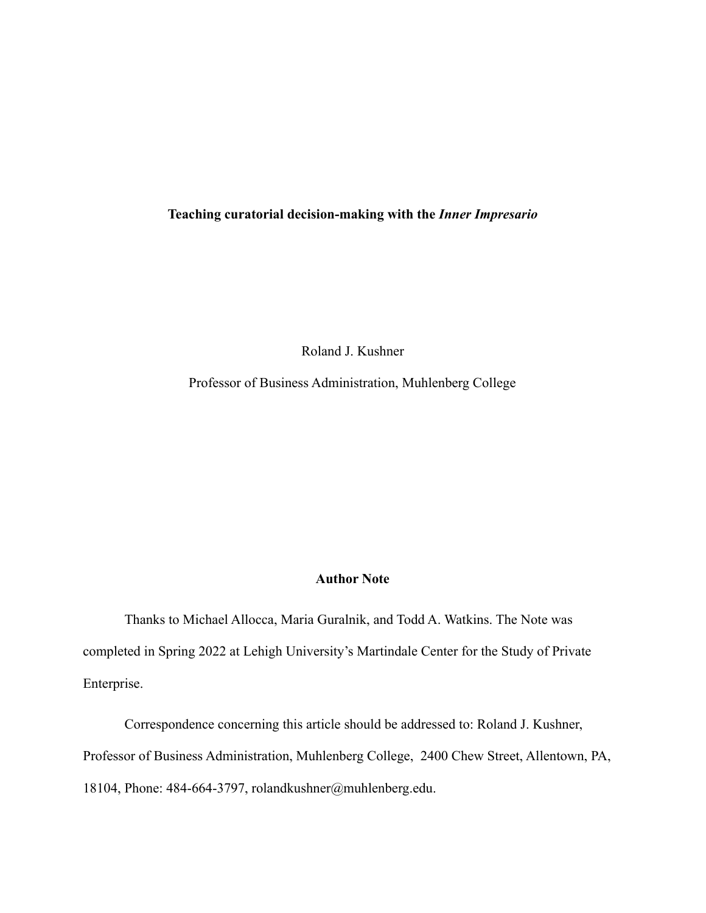# **Teaching curatorial decision-making with the *Inner Impresario***

Roland J. Kushner

Professor of Business Administration, Muhlenberg College

## **Author Note**

Thanks to Michael Allocca, Maria Guralnik, and Todd A. Watkins. The Note was completed in Spring 2022 at Lehigh University's Martindale Center for the Study of Private Enterprise.

Correspondence concerning this article should be addressed to: Roland J. Kushner, Professor of Business Administration, Muhlenberg College, 2400 Chew Street, Allentown, PA, 18104, Phone: 484-664-3797, rolandkushner@muhlenberg.edu.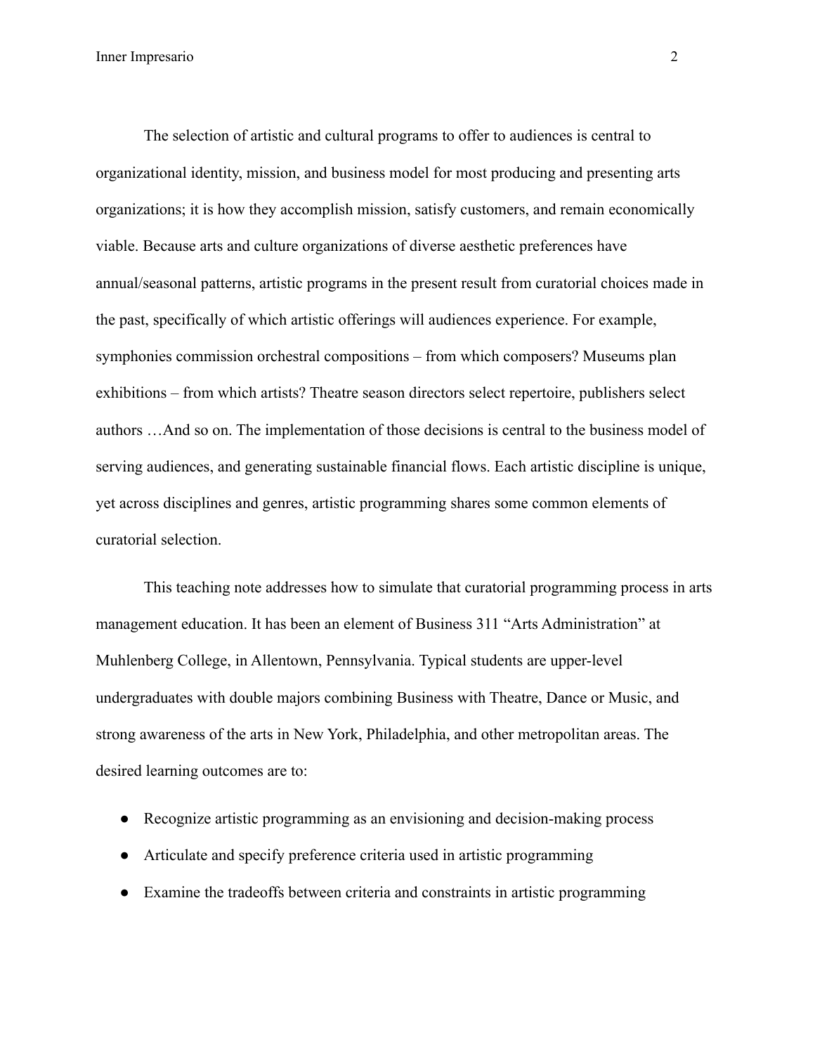The selection of artistic and cultural programs to offer to audiences is central to organizational identity, mission, and business model for most producing and presenting arts organizations; it is how they accomplish mission, satisfy customers, and remain economically viable. Because arts and culture organizations of diverse aesthetic preferences have annual/seasonal patterns, artistic programs in the present result from curatorial choices made in the past, specifically of which artistic offerings will audiences experience. For example, symphonies commission orchestral compositions – from which composers? Museums plan exhibitions – from which artists? Theatre season directors select repertoire, publishers select authors …And so on. The implementation of those decisions is central to the business model of serving audiences, and generating sustainable financial flows. Each artistic discipline is unique, yet across disciplines and genres, artistic programming shares some common elements of curatorial selection.

This teaching note addresses how to simulate that curatorial programming process in arts management education. It has been an element of Business 311 "Arts Administration" at Muhlenberg College, in Allentown, Pennsylvania. Typical students are upper-level undergraduates with double majors combining Business with Theatre, Dance or Music, and strong awareness of the arts in New York, Philadelphia, and other metropolitan areas. The desired learning outcomes are to:

- Recognize artistic programming as an envisioning and decision-making process
- Articulate and specify preference criteria used in artistic programming
- Examine the tradeoffs between criteria and constraints in artistic programming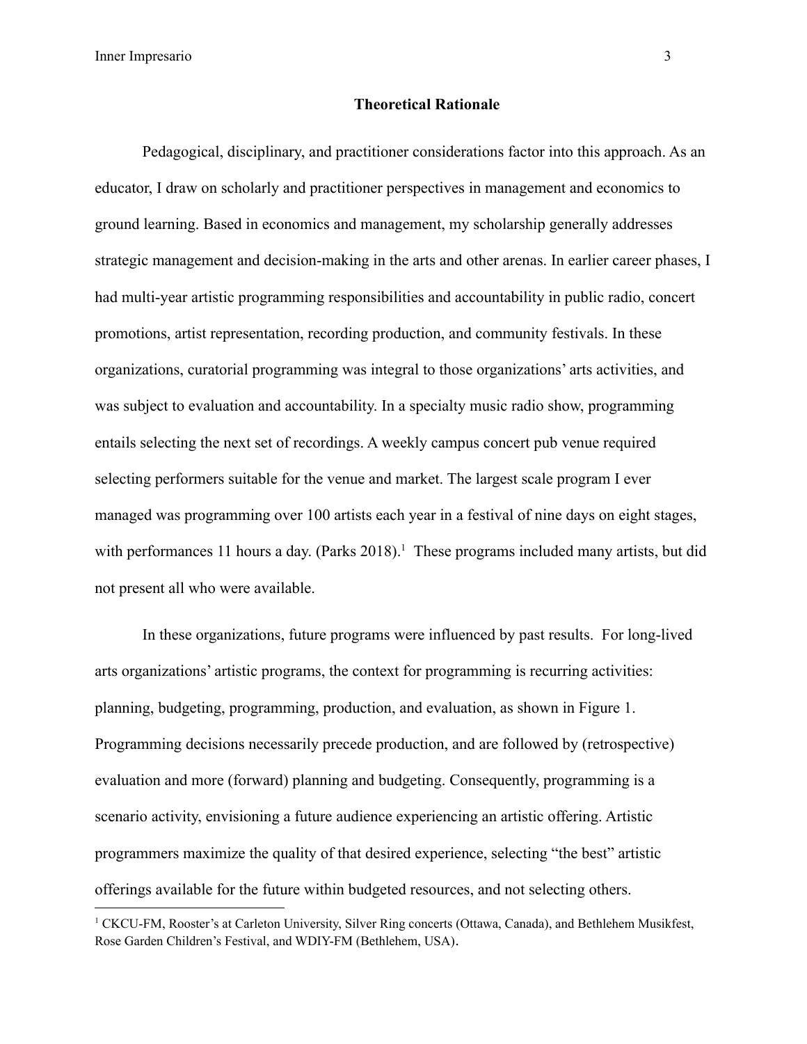## Theoretical Rationale

Pedagogical, disciplinary, and practitioner considerations factor into this approach. As an educator, I draw on scholarly and practitioner perspectives in management and economics to ground learning. Based in economics and management, my scholarship generally addresses strategic management and decision-making in the arts and other arenas. In earlier career phases, I had multi-year artistic programming responsibilities and accountability in public radio, concert promotions, artist representation, recording production, and community festivals. In these organizations, curatorial programming was integral to those organizations' arts activities, and was subject to evaluation and accountability. In a specialty music radio show, programming entails selecting the next set of recordings. A weekly campus concert pub venue required selecting performers suitable for the venue and market. The largest scale program I ever managed was programming over 100 artists each year in a festival of nine days on eight stages, with performances 11 hours a day. (Parks 2018).[1] These programs included many artists, but did not present all who were available.

In these organizations, future programs were influenced by past results. For long-lived arts organizations' artistic programs, the context for programming is recurring activities: planning, budgeting, programming, production, and evaluation, as shown in Figure 1. Programming decisions necessarily precede production, and are followed by (retrospective) evaluation and more (forward) planning and budgeting. Consequently, programming is a scenario activity, envisioning a future audience experiencing an artistic offering. Artistic programmers maximize the quality of that desired experience, selecting "the best" artistic offerings available for the future within budgeted resources, and not selecting others.

[1] CKCU-FM, Rooster's at Carleton University, Silver Ring concerts (Ottawa, Canada), and Bethlehem Musikfest, Rose Garden Children's Festival, and WDIY-FM (Bethlehem, USA).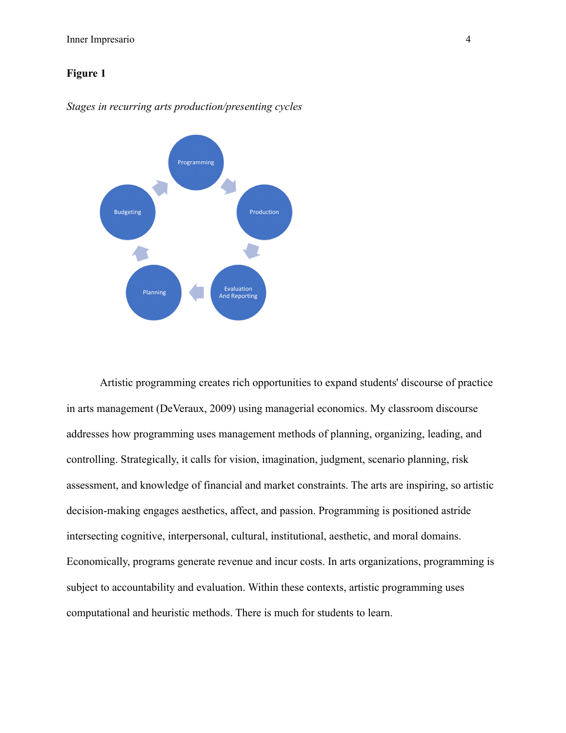**Figure 1**

*Stages in recurring arts production/presenting cycles*

Artistic programming creates rich opportunities to expand students' discourse of practice in arts management (DeVeraux, 2009) using managerial economics. My classroom discourse addresses how programming uses management methods of planning, organizing, leading, and controlling. Strategically, it calls for vision, imagination, judgment, scenario planning, risk assessment, and knowledge of financial and market constraints. The arts are inspiring, so artistic decision-making engages aesthetics, affect, and passion. Programming is positioned astride intersecting cognitive, interpersonal, cultural, institutional, aesthetic, and moral domains. Economically, programs generate revenue and incur costs. In arts organizations, programming is subject to accountability and evaluation. Within these contexts, artistic programming uses computational and heuristic methods. There is much for students to learn.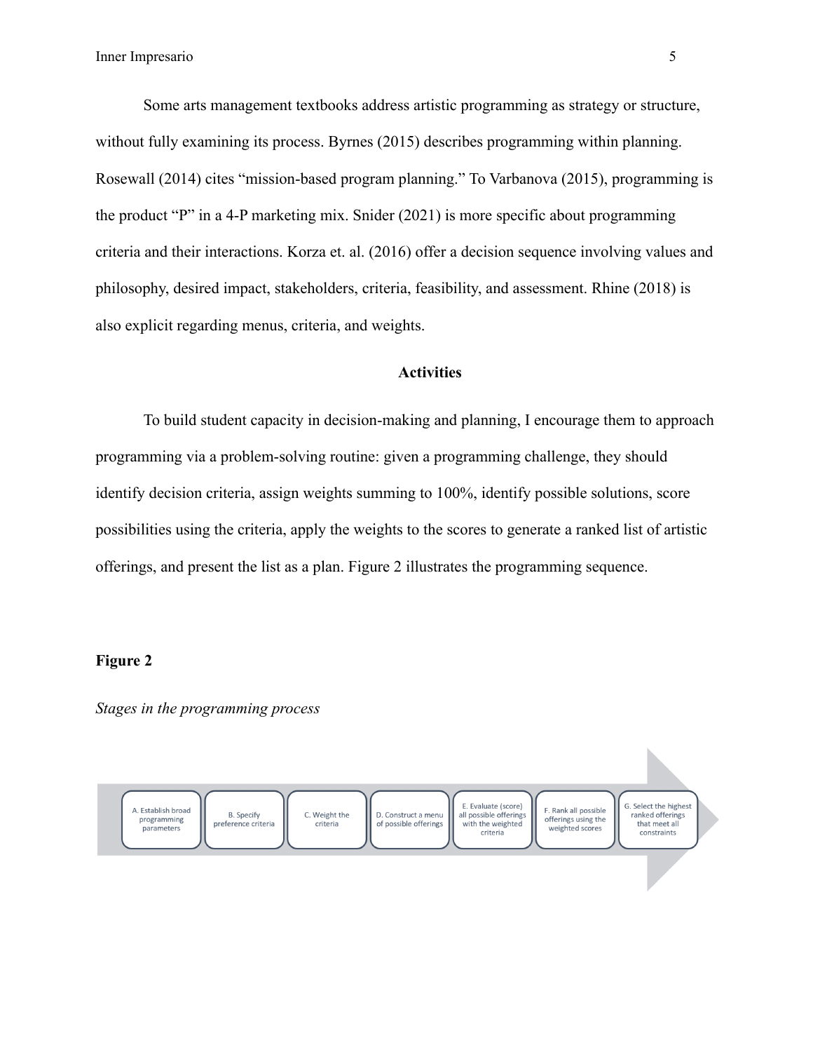Some arts management textbooks address artistic programming as strategy or structure, without fully examining its process. Byrnes (2015) describes programming within planning. Rosewall (2014) cites "mission-based program planning." To Varbanova (2015), programming is the product "P" in a 4-P marketing mix. Snider (2021) is more specific about programming criteria and their interactions. Korza et. al. (2016) offer a decision sequence involving values and philosophy, desired impact, stakeholders, criteria, feasibility, and assessment. Rhine (2018) is also explicit regarding menus, criteria, and weights.

## Activities

To build student capacity in decision-making and planning, I encourage them to approach programming via a problem-solving routine: given a programming challenge, they should identify decision criteria, assign weights summing to 100%, identify possible solutions, score possibilities using the criteria, apply the weights to the scores to generate a ranked list of artistic offerings, and present the list as a plan. Figure 2 illustrates the programming sequence.

**Figure 2**

*Stages in the programming process*

A. Establish broad programming parameters → B. Specify preference criteria → C. Weight the criteria → D. Construct a menu of possible offerings → E. Evaluate (score) all possible offerings with the weighted criteria → F. Rank all possible offerings using the weighted scores → G. Select the highest ranked offerings that meet all constraints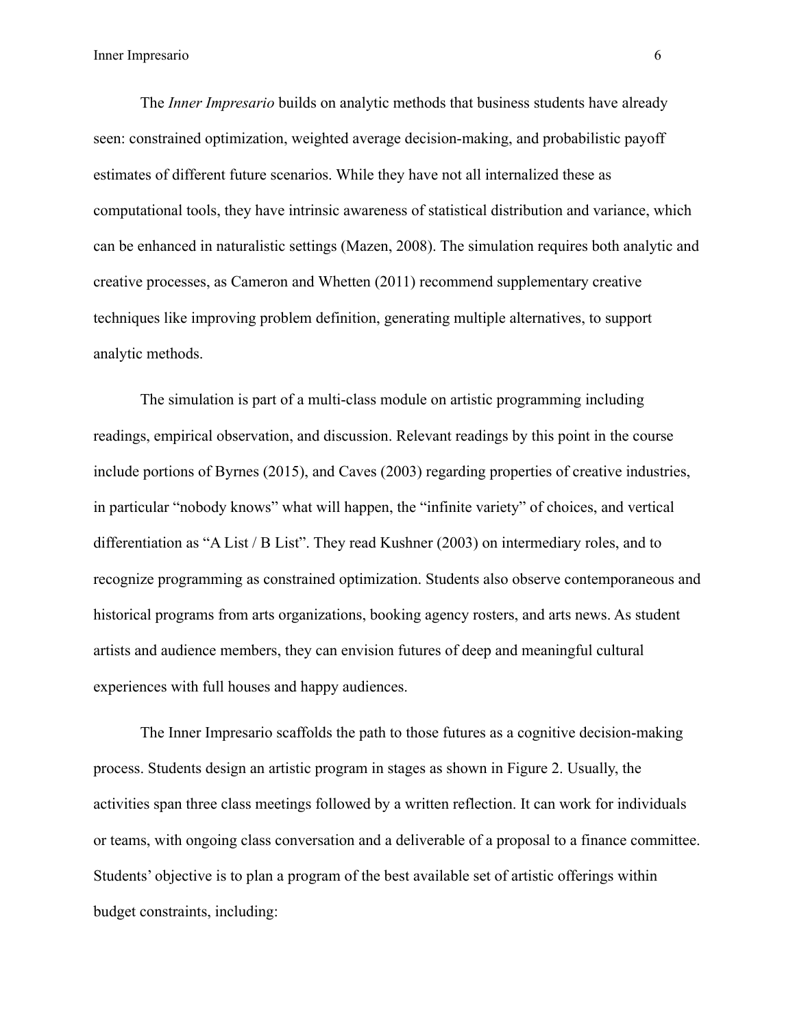The *Inner Impresario* builds on analytic methods that business students have already seen: constrained optimization, weighted average decision-making, and probabilistic payoff estimates of different future scenarios. While they have not all internalized these as computational tools, they have intrinsic awareness of statistical distribution and variance, which can be enhanced in naturalistic settings (Mazen, 2008). The simulation requires both analytic and creative processes, as Cameron and Whetten (2011) recommend supplementary creative techniques like improving problem definition, generating multiple alternatives, to support analytic methods.

The simulation is part of a multi-class module on artistic programming including readings, empirical observation, and discussion. Relevant readings by this point in the course include portions of Byrnes (2015), and Caves (2003) regarding properties of creative industries, in particular "nobody knows" what will happen, the "infinite variety" of choices, and vertical differentiation as "A List / B List". They read Kushner (2003) on intermediary roles, and to recognize programming as constrained optimization. Students also observe contemporaneous and historical programs from arts organizations, booking agency rosters, and arts news. As student artists and audience members, they can envision futures of deep and meaningful cultural experiences with full houses and happy audiences.

The Inner Impresario scaffolds the path to those futures as a cognitive decision-making process. Students design an artistic program in stages as shown in Figure 2. Usually, the activities span three class meetings followed by a written reflection. It can work for individuals or teams, with ongoing class conversation and a deliverable of a proposal to a finance committee. Students' objective is to plan a program of the best available set of artistic offerings within budget constraints, including: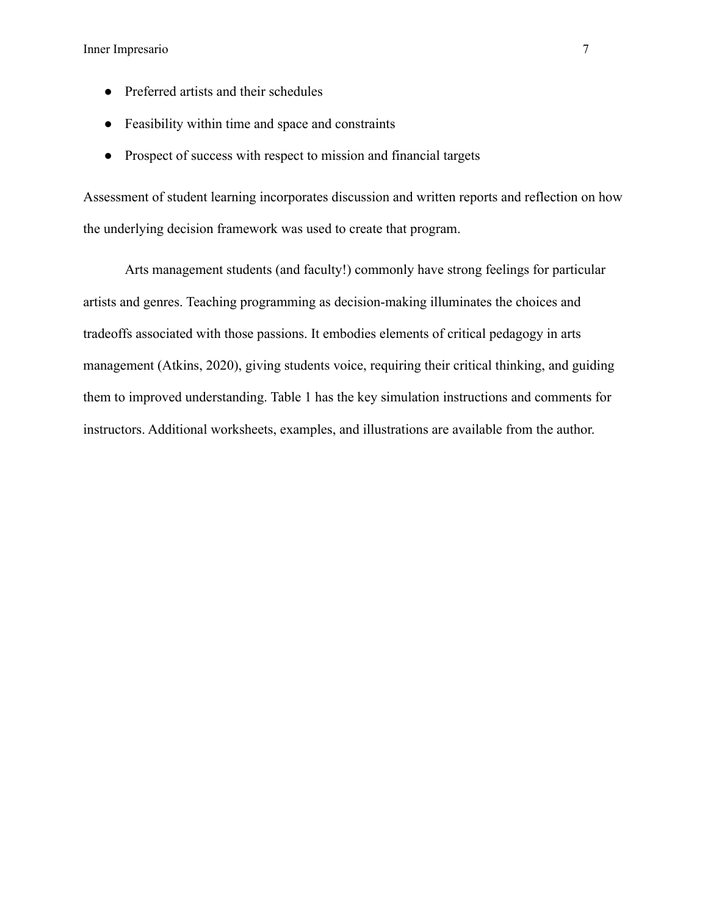- Preferred artists and their schedules
- Feasibility within time and space and constraints
- Prospect of success with respect to mission and financial targets

Assessment of student learning incorporates discussion and written reports and reflection on how the underlying decision framework was used to create that program.

Arts management students (and faculty!) commonly have strong feelings for particular artists and genres. Teaching programming as decision-making illuminates the choices and tradeoffs associated with those passions. It embodies elements of critical pedagogy in arts management (Atkins, 2020), giving students voice, requiring their critical thinking, and guiding them to improved understanding. Table 1 has the key simulation instructions and comments for instructors. Additional worksheets, examples, and illustrations are available from the author.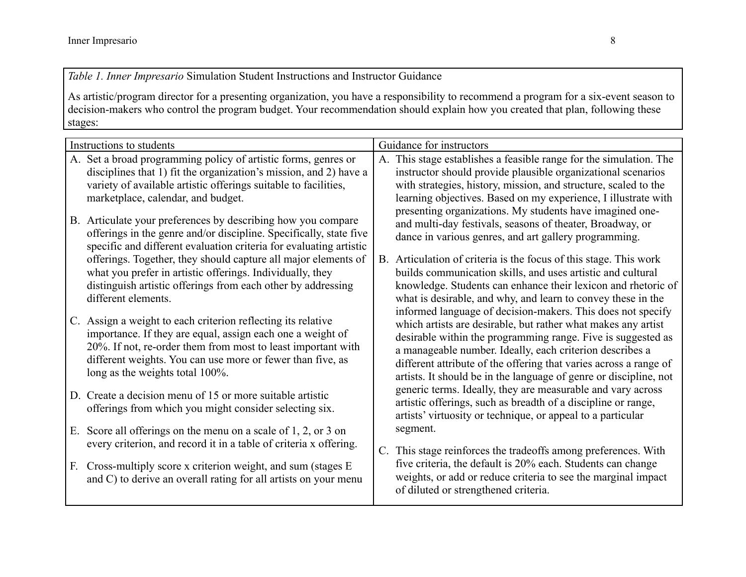*Table 1. Inner Impresario* Simulation Student Instructions and Instructor Guidance

As artistic/program director for a presenting organization, you have a responsibility to recommend a program for a six-event season to decision-makers who control the program budget. Your recommendation should explain how you created that plan, following these stages:

| Instructions to students | Guidance for instructors |
|---|---|
| A. Set a broad programming policy of artistic forms, genres or disciplines that 1) fit the organization's mission, and 2) have a variety of available artistic offerings suitable to facilities, marketplace, calendar, and budget.<br><br>B. Articulate your preferences by describing how you compare offerings in the genre and/or discipline. Specifically, state five specific and different evaluation criteria for evaluating artistic offerings. Together, they should capture all major elements of what you prefer in artistic offerings. Individually, they distinguish artistic offerings from each other by addressing different elements.<br><br>C. Assign a weight to each criterion reflecting its relative importance. If they are equal, assign each one a weight of 20%. If not, re-order them from most to least important with different weights. You can use more or fewer than five, as long as the weights total 100%.<br><br>D. Create a decision menu of 15 or more suitable artistic offerings from which you might consider selecting six.<br><br>E. Score all offerings on the menu on a scale of 1, 2, or 3 on every criterion, and record it in a table of criteria x offering.<br><br>F. Cross-multiply score x criterion weight, and sum (stages E and C) to derive an overall rating for all artists on your menu | A. This stage establishes a feasible range for the simulation. The instructor should provide plausible organizational scenarios with strategies, history, mission, and structure, scaled to the learning objectives. Based on my experience, I illustrate with presenting organizations. My students have imagined one- and multi-day festivals, seasons of theater, Broadway, or dance in various genres, and art gallery programming.<br><br>B. Articulation of criteria is the focus of this stage. This work builds communication skills, and uses artistic and cultural knowledge. Students can enhance their lexicon and rhetoric of what is desirable, and why, and learn to convey these in the informed language of decision-makers. This does not specify which artists are desirable, but rather what makes any artist desirable within the programming range. Five is suggested as a manageable number. Ideally, each criterion describes a different attribute of the offering that varies across a range of artists. It should be in the language of genre or discipline, not generic terms. Ideally, they are measurable and vary across artistic offerings, such as breadth of a discipline or range, artists' virtuosity or technique, or appeal to a particular segment.<br><br>C. This stage reinforces the tradeoffs among preferences. With five criteria, the default is 20% each. Students can change weights, or add or reduce criteria to see the marginal impact of diluted or strengthened criteria. |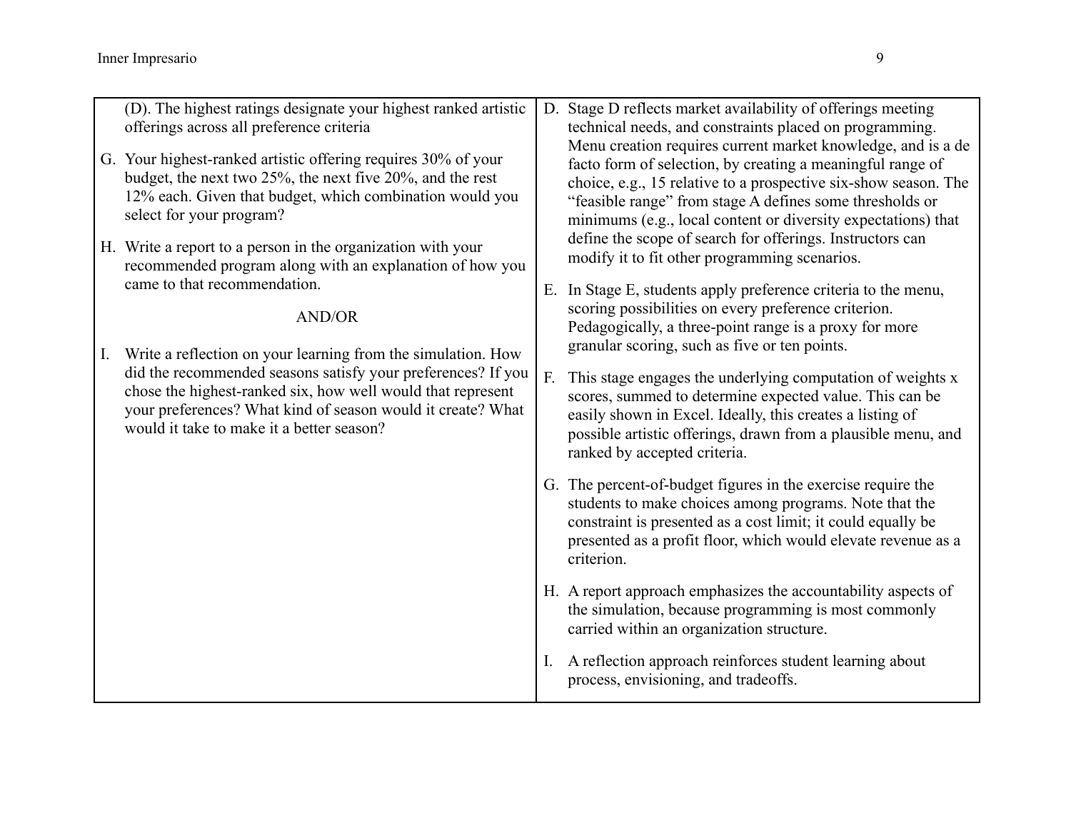| | |
|---|---|
| (D). The highest ratings designate your highest ranked artistic offerings across all preference criteria<br><br>G. Your highest-ranked artistic offering requires 30% of your budget, the next two 25%, the next five 20%, and the rest 12% each. Given that budget, which combination would you select for your program?<br><br>H. Write a report to a person in the organization with your recommended program along with an explanation of how you came to that recommendation.<br><br>AND/OR<br><br>I. Write a reflection on your learning from the simulation. How did the recommended seasons satisfy your preferences? If you chose the highest-ranked six, how well would that represent your preferences? What kind of season would it create? What would it take to make it a better season? | D. Stage D reflects market availability of offerings meeting technical needs, and constraints placed on programming. Menu creation requires current market knowledge, and is a de facto form of selection, by creating a meaningful range of choice, e.g., 15 relative to a prospective six-show season. The "feasible range" from stage A defines some thresholds or minimums (e.g., local content or diversity expectations) that define the scope of search for offerings. Instructors can modify it to fit other programming scenarios.<br><br>E. In Stage E, students apply preference criteria to the menu, scoring possibilities on every preference criterion. Pedagogically, a three-point range is a proxy for more granular scoring, such as five or ten points.<br><br>F. This stage engages the underlying computation of weights x scores, summed to determine expected value. This can be easily shown in Excel. Ideally, this creates a listing of possible artistic offerings, drawn from a plausible menu, and ranked by accepted criteria.<br><br>G. The percent-of-budget figures in the exercise require the students to make choices among programs. Note that the constraint is presented as a cost limit; it could equally be presented as a profit floor, which would elevate revenue as a criterion.<br><br>H. A report approach emphasizes the accountability aspects of the simulation, because programming is most commonly carried within an organization structure.<br><br>I. A reflection approach reinforces student learning about process, envisioning, and tradeoffs. |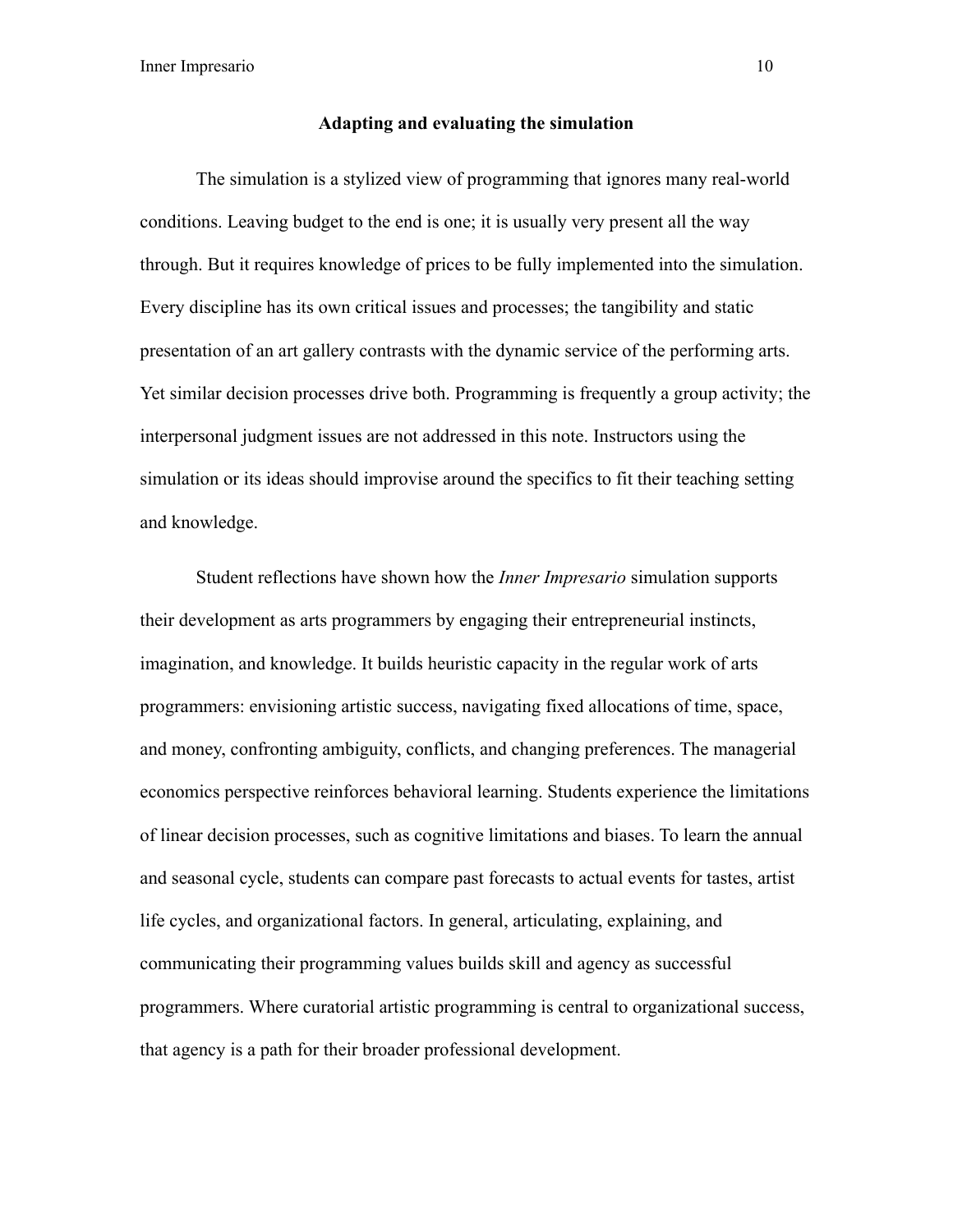## Adapting and evaluating the simulation

The simulation is a stylized view of programming that ignores many real-world conditions. Leaving budget to the end is one; it is usually very present all the way through. But it requires knowledge of prices to be fully implemented into the simulation. Every discipline has its own critical issues and processes; the tangibility and static presentation of an art gallery contrasts with the dynamic service of the performing arts. Yet similar decision processes drive both. Programming is frequently a group activity; the interpersonal judgment issues are not addressed in this note. Instructors using the simulation or its ideas should improvise around the specifics to fit their teaching setting and knowledge.

Student reflections have shown how the *Inner Impresario* simulation supports their development as arts programmers by engaging their entrepreneurial instincts, imagination, and knowledge. It builds heuristic capacity in the regular work of arts programmers: envisioning artistic success, navigating fixed allocations of time, space, and money, confronting ambiguity, conflicts, and changing preferences. The managerial economics perspective reinforces behavioral learning. Students experience the limitations of linear decision processes, such as cognitive limitations and biases. To learn the annual and seasonal cycle, students can compare past forecasts to actual events for tastes, artist life cycles, and organizational factors. In general, articulating, explaining, and communicating their programming values builds skill and agency as successful programmers. Where curatorial artistic programming is central to organizational success, that agency is a path for their broader professional development.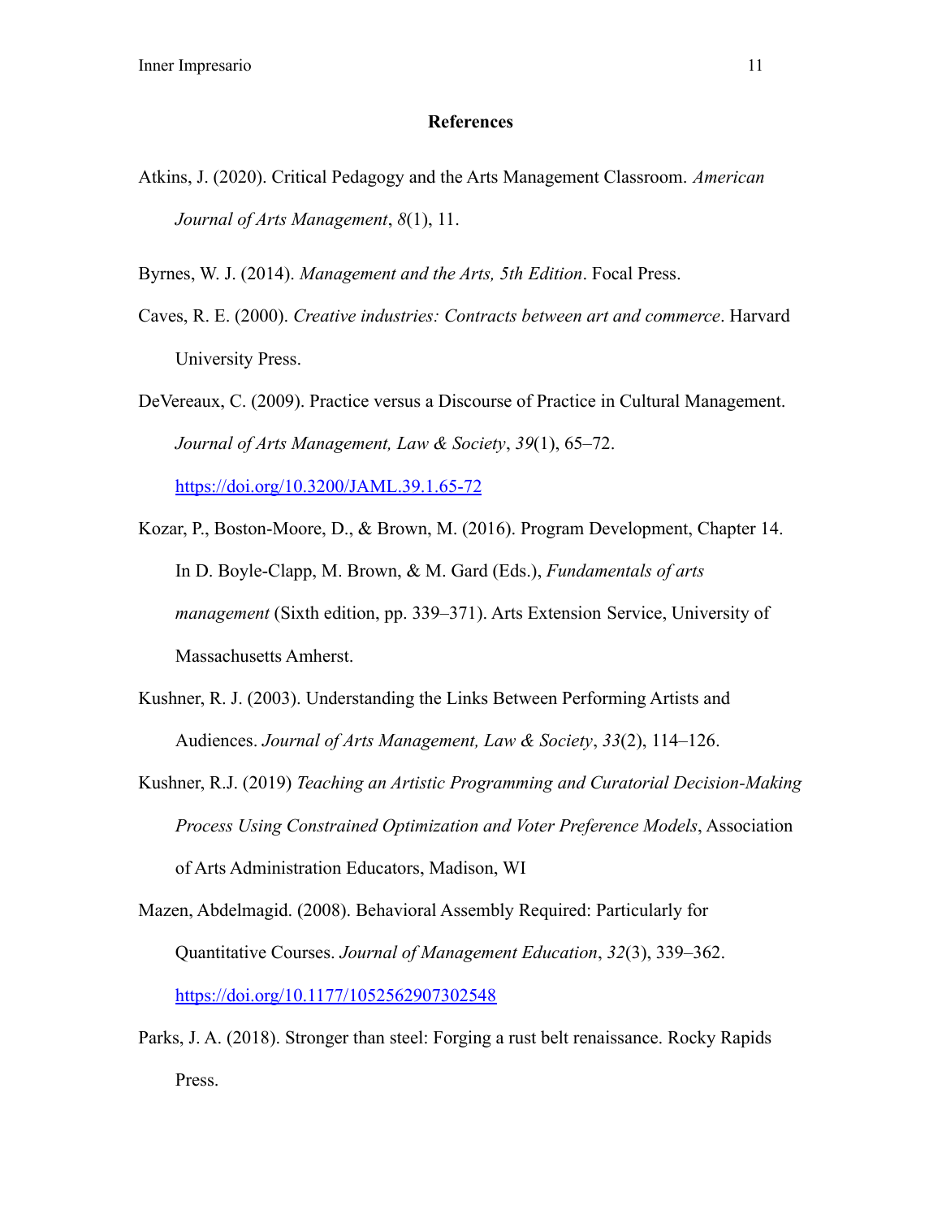## References

Atkins, J. (2020). Critical Pedagogy and the Arts Management Classroom. *American Journal of Arts Management*, *8*(1), 11.

Byrnes, W. J. (2014). *Management and the Arts, 5th Edition*. Focal Press.

Caves, R. E. (2000). *Creative industries: Contracts between art and commerce*. Harvard University Press.

DeVereaux, C. (2009). Practice versus a Discourse of Practice in Cultural Management. *Journal of Arts Management, Law & Society*, *39*(1), 65–72. https://doi.org/10.3200/JAML.39.1.65-72

Kozar, P., Boston-Moore, D., & Brown, M. (2016). Program Development, Chapter 14. In D. Boyle-Clapp, M. Brown, & M. Gard (Eds.), *Fundamentals of arts management* (Sixth edition, pp. 339–371). Arts Extension Service, University of Massachusetts Amherst.

Kushner, R. J. (2003). Understanding the Links Between Performing Artists and Audiences. *Journal of Arts Management, Law & Society*, *33*(2), 114–126.

Kushner, R.J. (2019) *Teaching an Artistic Programming and Curatorial Decision-Making Process Using Constrained Optimization and Voter Preference Models*, Association of Arts Administration Educators, Madison, WI

Mazen, Abdelmagid. (2008). Behavioral Assembly Required: Particularly for Quantitative Courses. *Journal of Management Education*, *32*(3), 339–362. https://doi.org/10.1177/1052562907302548

Parks, J. A. (2018). Stronger than steel: Forging a rust belt renaissance. Rocky Rapids Press.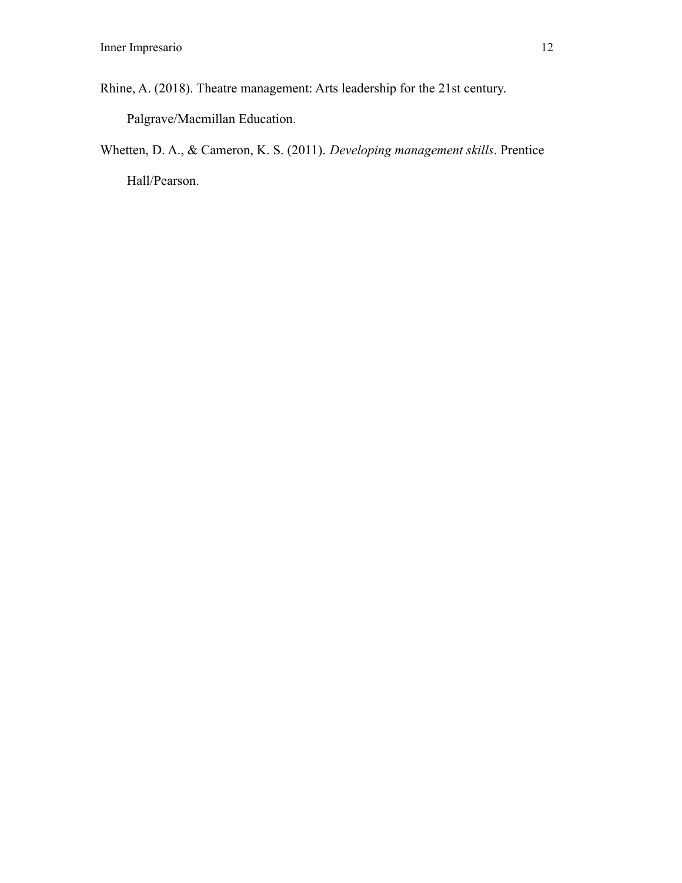Rhine, A. (2018). Theatre management: Arts leadership for the 21st century. Palgrave/Macmillan Education.

Whetten, D. A., & Cameron, K. S. (2011). *Developing management skills*. Prentice Hall/Pearson.